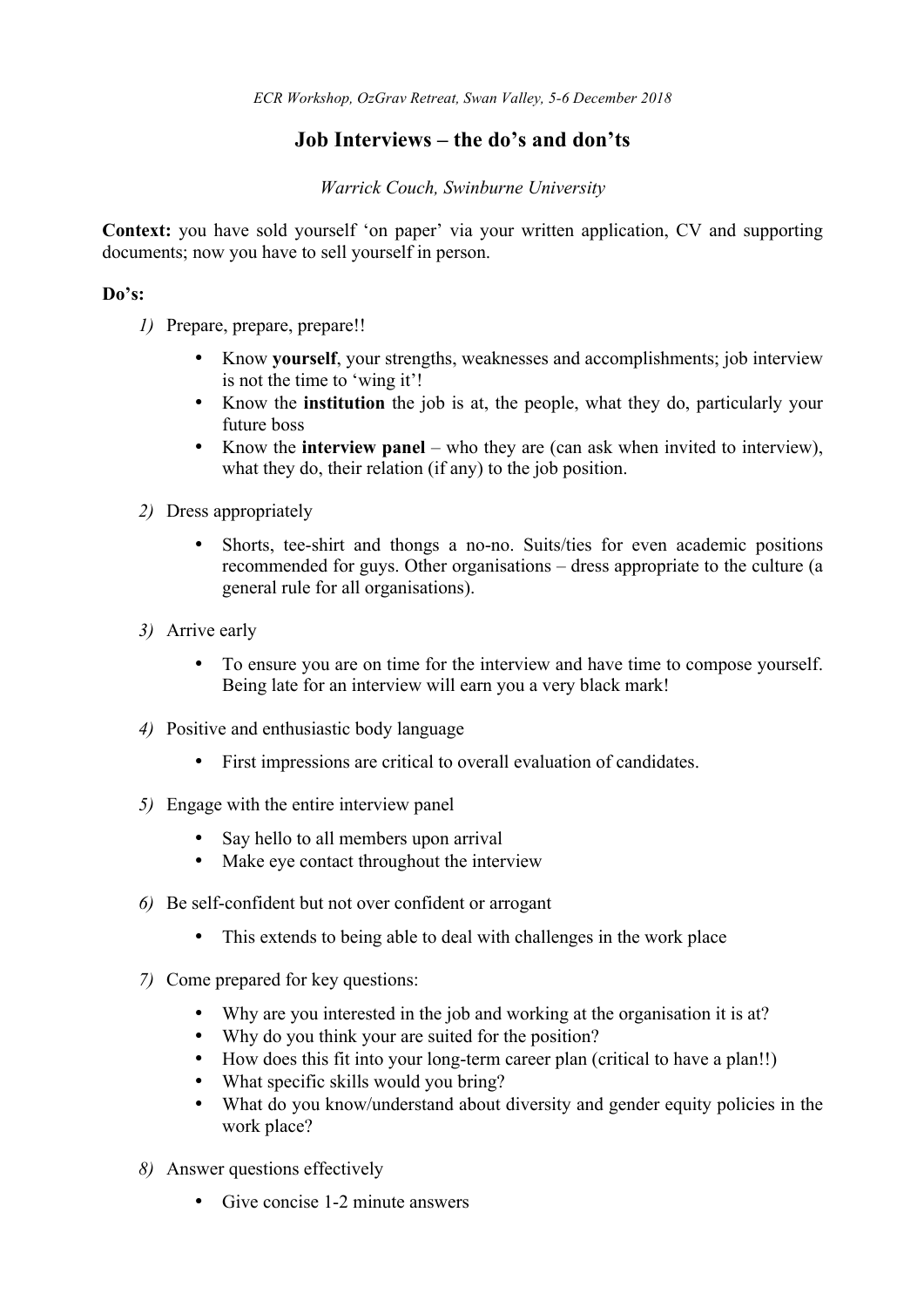*ECR Workshop, OzGrav Retreat, Swan Valley, 5-6 December 2018*

# Job Interviews – the do's and don'ts

*Warrick Couch, Swinburne University*

**Context:** you have sold yourself 'on paper' via your written application, CV and supporting documents; now you have to sell yourself in person.

**Do's:**

*1)* Prepare, prepare, prepare!!

- Know **yourself**, your strengths, weaknesses and accomplishments; job interview is not the time to 'wing it'!
- Know the **institution** the job is at, the people, what they do, particularly your future boss
- Know the **interview panel** – who they are (can ask when invited to interview), what they do, their relation (if any) to the job position.

*2)* Dress appropriately

- Shorts, tee-shirt and thongs a no-no. Suits/ties for even academic positions recommended for guys. Other organisations – dress appropriate to the culture (a general rule for all organisations).

*3)* Arrive early

- To ensure you are on time for the interview and have time to compose yourself. Being late for an interview will earn you a very black mark!

*4)* Positive and enthusiastic body language

- First impressions are critical to overall evaluation of candidates.

*5)* Engage with the entire interview panel

- Say hello to all members upon arrival
- Make eye contact throughout the interview

*6)* Be self-confident but not over confident or arrogant

- This extends to being able to deal with challenges in the work place

*7)* Come prepared for key questions:

- Why are you interested in the job and working at the organisation it is at?
- Why do you think your are suited for the position?
- How does this fit into your long-term career plan (critical to have a plan!!)
- What specific skills would you bring?
- What do you know/understand about diversity and gender equity policies in the work place?

*8)* Answer questions effectively

- Give concise 1-2 minute answers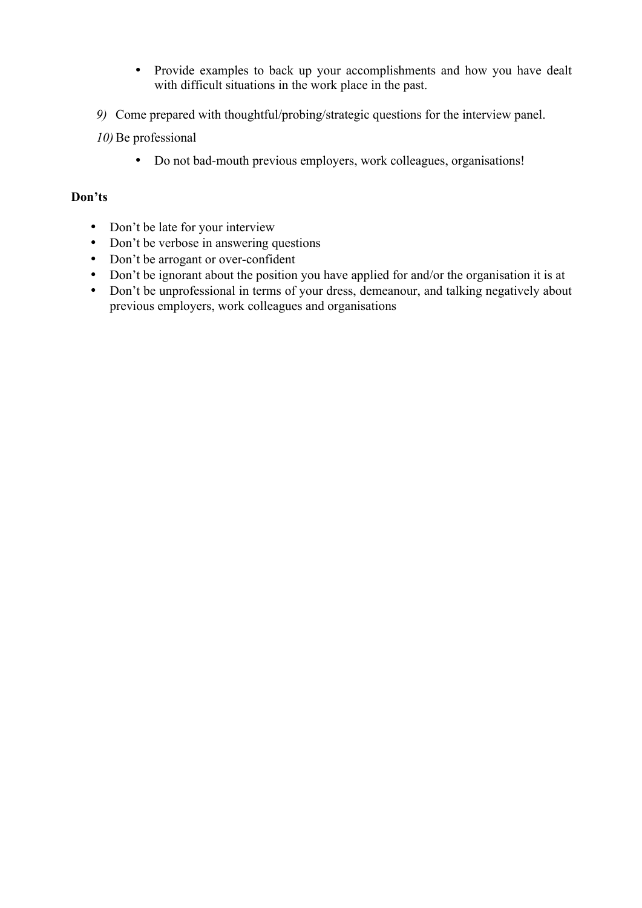- Provide examples to back up your accomplishments and how you have dealt with difficult situations in the work place in the past.

*9)* Come prepared with thoughtful/probing/strategic questions for the interview panel.

*10)* Be professional

- Do not bad-mouth previous employers, work colleagues, organisations!

**Don'ts**

- Don't be late for your interview
- Don't be verbose in answering questions
- Don't be arrogant or over-confident
- Don't be ignorant about the position you have applied for and/or the organisation it is at
- Don't be unprofessional in terms of your dress, demeanour, and talking negatively about previous employers, work colleagues and organisations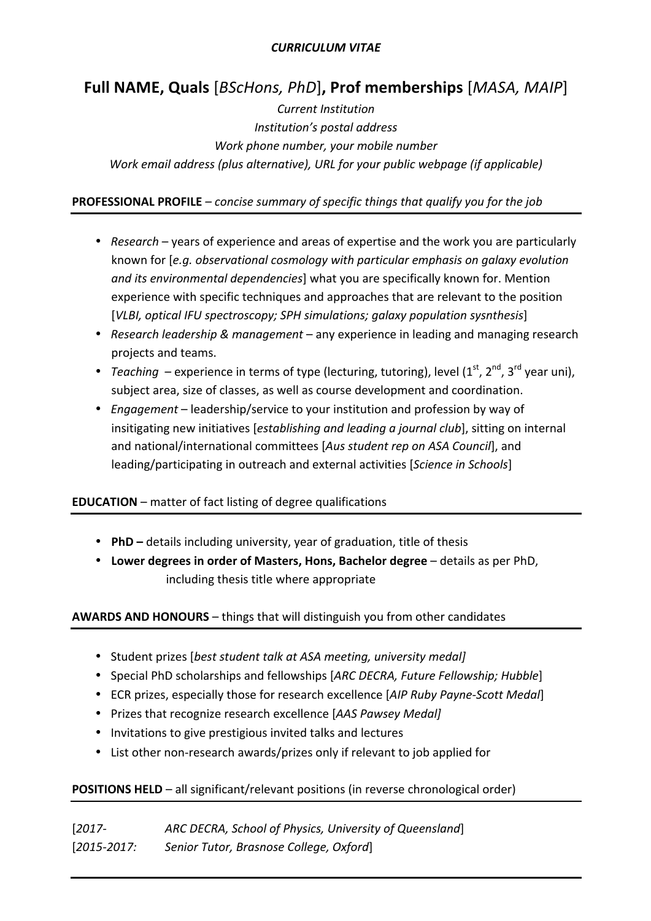*CURRICULUM VITAE*

# Full NAME, Quals [*BScHons, PhD*], Prof memberships [*MASA, MAIP*]

*Current Institution*
*Institution's postal address*
*Work phone number, your mobile number*
*Work email address (plus alternative), URL for your public webpage (if applicable)*

## PROFESSIONAL PROFILE – *concise summary of specific things that qualify you for the job*

- *Research* – years of experience and areas of expertise and the work you are particularly known for [*e.g. observational cosmology with particular emphasis on galaxy evolution and its environmental dependencies*] what you are specifically known for. Mention experience with specific techniques and approaches that are relevant to the position [*VLBI, optical IFU spectroscopy; SPH simulations; galaxy population sysnthesis*]
- *Research leadership & management* – any experience in leading and managing research projects and teams.
- *Teaching* – experience in terms of type (lecturing, tutoring), level (1st, 2nd, 3rd year uni), subject area, size of classes, as well as course development and coordination.
- *Engagement* – leadership/service to your institution and profession by way of insitigating new initiatives [*establishing and leading a journal club*], sitting on internal and national/international committees [*Aus student rep on ASA Council*], and leading/participating in outreach and external activities [*Science in Schools*]

## EDUCATION – matter of fact listing of degree qualifications

- **PhD –** details including university, year of graduation, title of thesis
- **Lower degrees in order of Masters, Hons, Bachelor degree** – details as per PhD, including thesis title where appropriate

## AWARDS AND HONOURS – things that will distinguish you from other candidates

- Student prizes [*best student talk at ASA meeting, university medal]*
- Special PhD scholarships and fellowships [*ARC DECRA, Future Fellowship; Hubble*]
- ECR prizes, especially those for research excellence [*AIP Ruby Payne-Scott Medal*]
- Prizes that recognize research excellence [*AAS Pawsey Medal]*
- Invitations to give prestigious invited talks and lectures
- List other non-research awards/prizes only if relevant to job applied for

## POSITIONS HELD – all significant/relevant positions (in reverse chronological order)

[*2017-* *ARC DECRA, School of Physics, University of Queensland*]
[*2015-2017:* *Senior Tutor, Brasnose College, Oxford*]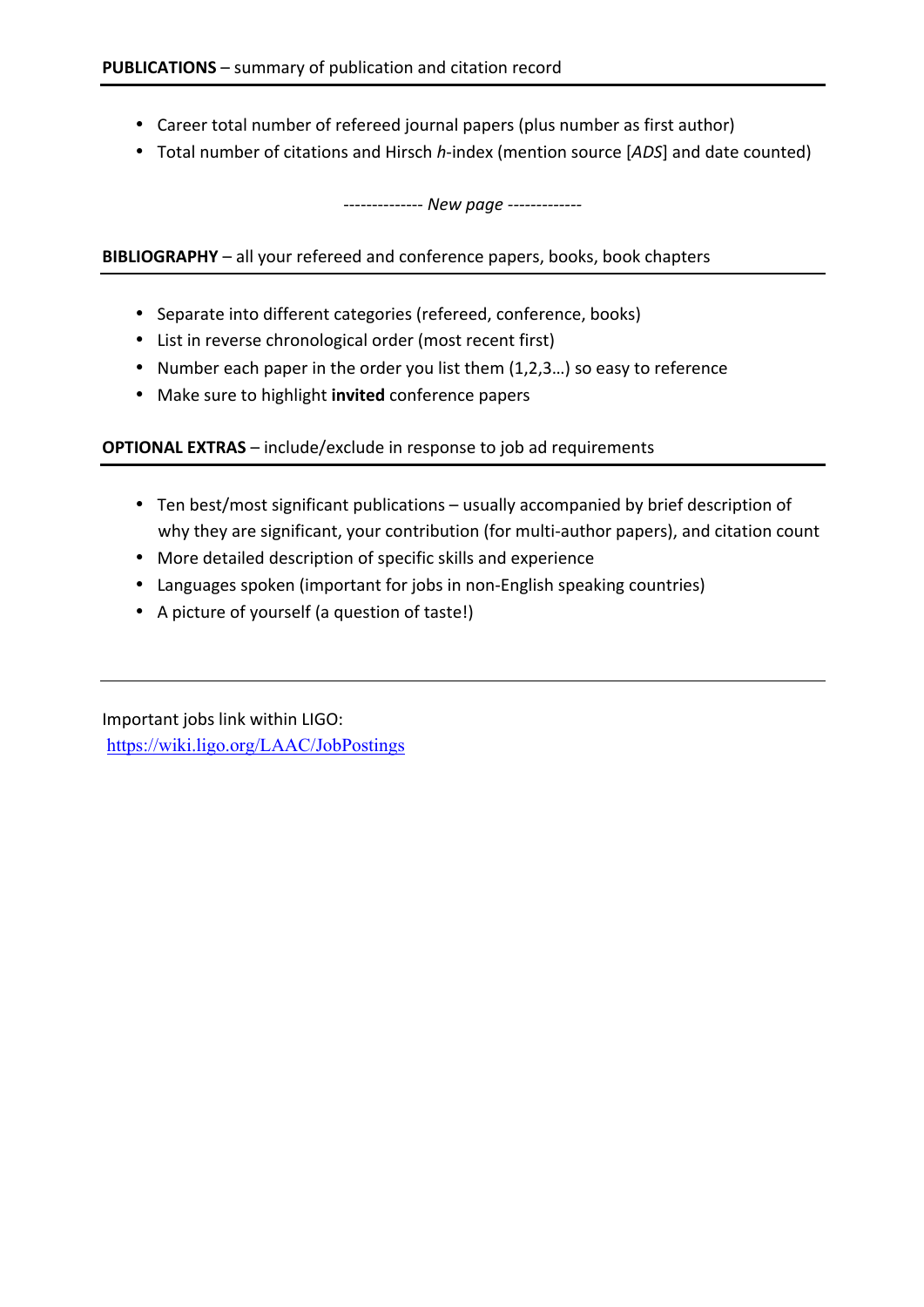**PUBLICATIONS** – summary of publication and citation record

---

- Career total number of refereed journal papers (plus number as first author)
- Total number of citations and Hirsch *h*-index (mention source [*ADS*] and date counted)

-------------- *New page* -------------

**BIBLIOGRAPHY** – all your refereed and conference papers, books, book chapters

---

- Separate into different categories (refereed, conference, books)
- List in reverse chronological order (most recent first)
- Number each paper in the order you list them (1,2,3…) so easy to reference
- Make sure to highlight **invited** conference papers

**OPTIONAL EXTRAS** – include/exclude in response to job ad requirements

---

- Ten best/most significant publications – usually accompanied by brief description of why they are significant, your contribution (for multi-author papers), and citation count
- More detailed description of specific skills and experience
- Languages spoken (important for jobs in non-English speaking countries)
- A picture of yourself (a question of taste!)

---

Important jobs link within LIGO:
https://wiki.ligo.org/LAAC/JobPostings